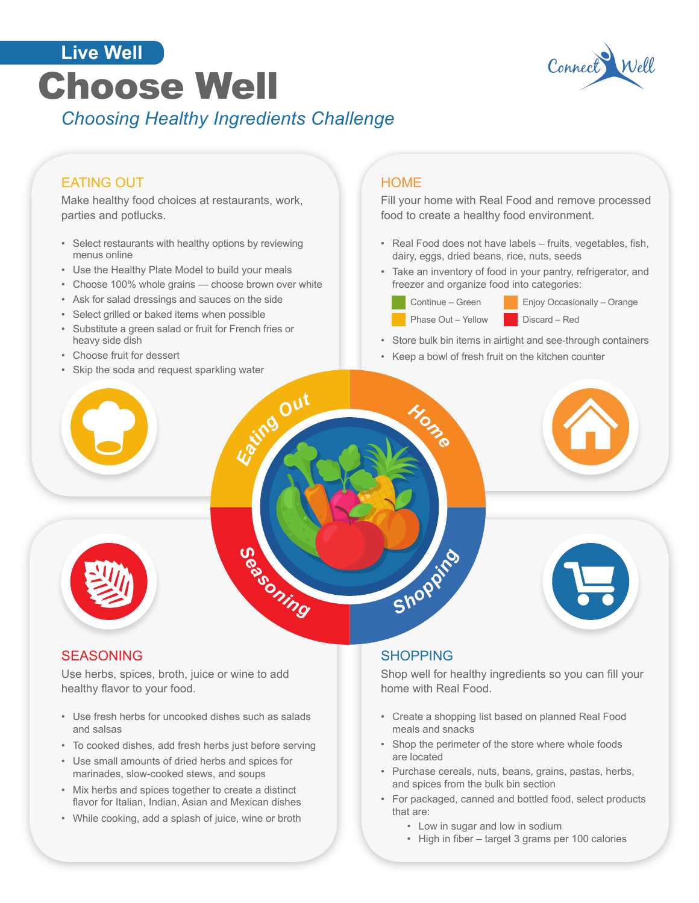Live Well

# Choose Well

*Choosing Healthy Ingredients Challenge*

## EATING OUT

Make healthy food choices at restaurants, work, parties and potlucks.

- Select restaurants with healthy options by reviewing menus online
- Use the Healthy Plate Model to build your meals
- Choose 100% whole grains — choose brown over white
- Ask for salad dressings and sauces on the side
- Select grilled or baked items when possible
- Substitute a green salad or fruit for French fries or heavy side dish
- Choose fruit for dessert
- Skip the soda and request sparkling water

## HOME

Fill your home with Real Food and remove processed food to create a healthy food environment.

- Real Food does not have labels – fruits, vegetables, fish, dairy, eggs, dried beans, rice, nuts, seeds
- Take an inventory of food in your pantry, refrigerator, and freezer and organize food into categories:
  - Continue – Green
  - Enjoy Occasionally – Orange
  - Phase Out – Yellow
  - Discard – Red
- Store bulk bin items in airtight and see-through containers
- Keep a bowl of fresh fruit on the kitchen counter

## SEASONING

Use herbs, spices, broth, juice or wine to add healthy flavor to your food.

- Use fresh herbs for uncooked dishes such as salads and salsas
- To cooked dishes, add fresh herbs just before serving
- Use small amounts of dried herbs and spices for marinades, slow-cooked stews, and soups
- Mix herbs and spices together to create a distinct flavor for Italian, Indian, Asian and Mexican dishes
- While cooking, add a splash of juice, wine or broth

## SHOPPING

Shop well for healthy ingredients so you can fill your home with Real Food.

- Create a shopping list based on planned Real Food meals and snacks
- Shop the perimeter of the store where whole foods are located
- Purchase cereals, nuts, beans, grains, pastas, herbs, and spices from the bulk bin section
- For packaged, canned and bottled food, select products that are:
  - Low in sugar and low in sodium
  - High in fiber – target 3 grams per 100 calories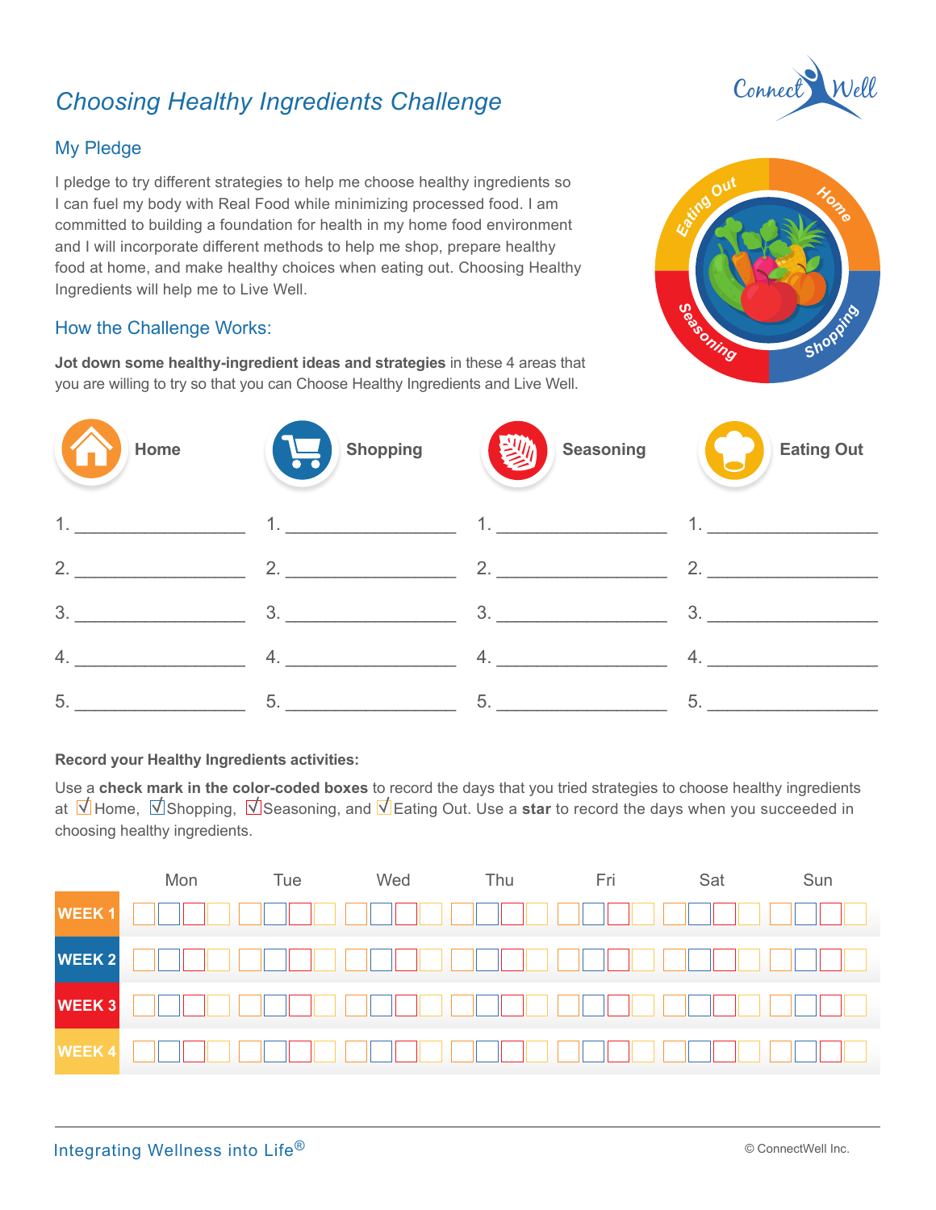# Choosing Healthy Ingredients Challenge

## My Pledge

I pledge to try different strategies to help me choose healthy ingredients so I can fuel my body with Real Food while minimizing processed food. I am committed to building a foundation for health in my home food environment and I will incorporate different methods to help me shop, prepare healthy food at home, and make healthy choices when eating out. Choosing Healthy Ingredients will help me to Live Well.

## How the Challenge Works:

**Jot down some healthy-ingredient ideas and strategies** in these 4 areas that you are willing to try so that you can Choose Healthy Ingredients and Live Well.

| Home | Shopping | Seasoning | Eating Out |
|---|---|---|---|
| 1. ________________ | 1. ________________ | 1. ________________ | 1. ________________ |
| 2. ________________ | 2. ________________ | 2. ________________ | 2. ________________ |
| 3. ________________ | 3. ________________ | 3. ________________ | 3. ________________ |
| 4. ________________ | 4. ________________ | 4. ________________ | 4. ________________ |
| 5. ________________ | 5. ________________ | 5. ________________ | 5. ________________ |

**Record your Healthy Ingredients activities:**

Use a **check mark in the color-coded boxes** to record the days that you tried strategies to choose healthy ingredients at ☑ Home, ☑ Shopping, ☑ Seasoning, and ☑ Eating Out. Use a **star** to record the days when you succeeded in choosing healthy ingredients.

| | Mon | Tue | Wed | Thu | Fri | Sat | Sun |
|---|---|---|---|---|---|---|---|
| WEEK 1 | ☐☐☐☐ | ☐☐☐☐ | ☐☐☐☐ | ☐☐☐☐ | ☐☐☐☐ | ☐☐☐☐ | ☐☐☐☐ |
| WEEK 2 | ☐☐☐☐ | ☐☐☐☐ | ☐☐☐☐ | ☐☐☐☐ | ☐☐☐☐ | ☐☐☐☐ | ☐☐☐☐ |
| WEEK 3 | ☐☐☐☐ | ☐☐☐☐ | ☐☐☐☐ | ☐☐☐☐ | ☐☐☐☐ | ☐☐☐☐ | ☐☐☐☐ |
| WEEK 4 | ☐☐☐☐ | ☐☐☐☐ | ☐☐☐☐ | ☐☐☐☐ | ☐☐☐☐ | ☐☐☐☐ | ☐☐☐☐ |

Integrating Wellness into Life®

© ConnectWell Inc.